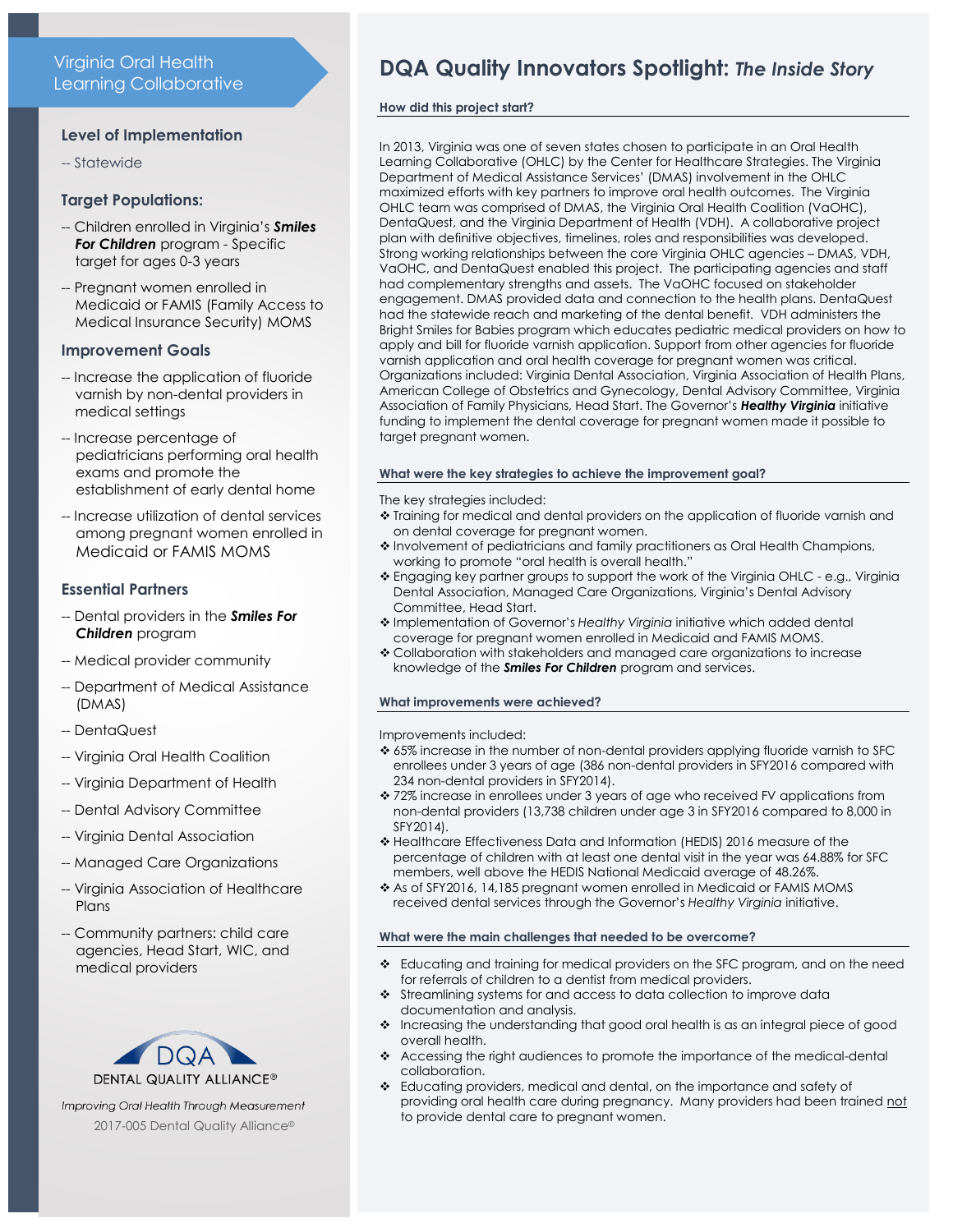# Virginia Oral Health Learning Collaborative

### Level of Implementation

-- Statewide

### Target Populations:

-- Children enrolled in Virginia's ***Smiles For Children*** program - Specific target for ages 0-3 years

-- Pregnant women enrolled in Medicaid or FAMIS (Family Access to Medical Insurance Security) MOMS

### Improvement Goals

-- Increase the application of fluoride varnish by non-dental providers in medical settings

-- Increase percentage of pediatricians performing oral health exams and promote the establishment of early dental home

-- Increase utilization of dental services among pregnant women enrolled in Medicaid or FAMIS MOMS

### Essential Partners

-- Dental providers in the ***Smiles For Children*** program

-- Medical provider community

-- Department of Medical Assistance (DMAS)

-- DentaQuest

-- Virginia Oral Health Coalition

-- Virginia Department of Health

-- Dental Advisory Committee

-- Virginia Dental Association

-- Managed Care Organizations

-- Virginia Association of Healthcare Plans

-- Community partners: child care agencies, Head Start, WIC, and medical providers

DQA
DENTAL QUALITY ALLIANCE®

*Improving Oral Health Through Measurement*

2017-005 Dental Quality Alliance©

# DQA Quality Innovators Spotlight: *The Inside Story*

**How did this project start?**

In 2013, Virginia was one of seven states chosen to participate in an Oral Health Learning Collaborative (OHLC) by the Center for Healthcare Strategies. The Virginia Department of Medical Assistance Services' (DMAS) involvement in the OHLC maximized efforts with key partners to improve oral health outcomes. The Virginia OHLC team was comprised of DMAS, the Virginia Oral Health Coalition (VaOHC), DentaQuest, and the Virginia Department of Health (VDH). A collaborative project plan with definitive objectives, timelines, roles and responsibilities was developed. Strong working relationships between the core Virginia OHLC agencies – DMAS, VDH, VaOHC, and DentaQuest enabled this project. The participating agencies and staff had complementary strengths and assets. The VaOHC focused on stakeholder engagement. DMAS provided data and connection to the health plans. DentaQuest had the statewide reach and marketing of the dental benefit. VDH administers the Bright Smiles for Babies program which educates pediatric medical providers on how to apply and bill for fluoride varnish application. Support from other agencies for fluoride varnish application and oral health coverage for pregnant women was critical. Organizations included: Virginia Dental Association, Virginia Association of Health Plans, American College of Obstetrics and Gynecology, Dental Advisory Committee, Virginia Association of Family Physicians, Head Start. The Governor's ***Healthy Virginia*** initiative funding to implement the dental coverage for pregnant women made it possible to target pregnant women.

**What were the key strategies to achieve the improvement goal?**

The key strategies included:

- ❖ Training for medical and dental providers on the application of fluoride varnish and on dental coverage for pregnant women.
- ❖ Involvement of pediatricians and family practitioners as Oral Health Champions, working to promote "oral health is overall health."
- ❖ Engaging key partner groups to support the work of the Virginia OHLC - e.g., Virginia Dental Association, Managed Care Organizations, Virginia's Dental Advisory Committee, Head Start.
- ❖ Implementation of Governor's *Healthy Virginia* initiative which added dental coverage for pregnant women enrolled in Medicaid and FAMIS MOMS.
- ❖ Collaboration with stakeholders and managed care organizations to increase knowledge of the ***Smiles For Children*** program and services.

**What improvements were achieved?**

Improvements included:

- ❖ 65% increase in the number of non-dental providers applying fluoride varnish to SFC enrollees under 3 years of age (386 non-dental providers in SFY2016 compared with 234 non-dental providers in SFY2014).
- ❖ 72% increase in enrollees under 3 years of age who received FV applications from non-dental providers (13,738 children under age 3 in SFY2016 compared to 8,000 in SFY2014).
- ❖ Healthcare Effectiveness Data and Information (HEDIS) 2016 measure of the percentage of children with at least one dental visit in the year was 64.88% for SFC members, well above the HEDIS National Medicaid average of 48.26%.
- ❖ As of SFY2016, 14,185 pregnant women enrolled in Medicaid or FAMIS MOMS received dental services through the Governor's *Healthy Virginia* initiative.

**What were the main challenges that needed to be overcome?**

- ❖ Educating and training for medical providers on the SFC program, and on the need for referrals of children to a dentist from medical providers.
- ❖ Streamlining systems for and access to data collection to improve data documentation and analysis.
- ❖ Increasing the understanding that good oral health is as an integral piece of good overall health.
- ❖ Accessing the right audiences to promote the importance of the medical-dental collaboration.
- ❖ Educating providers, medical and dental, on the importance and safety of providing oral health care during pregnancy. Many providers had been trained <u>not</u> to provide dental care to pregnant women.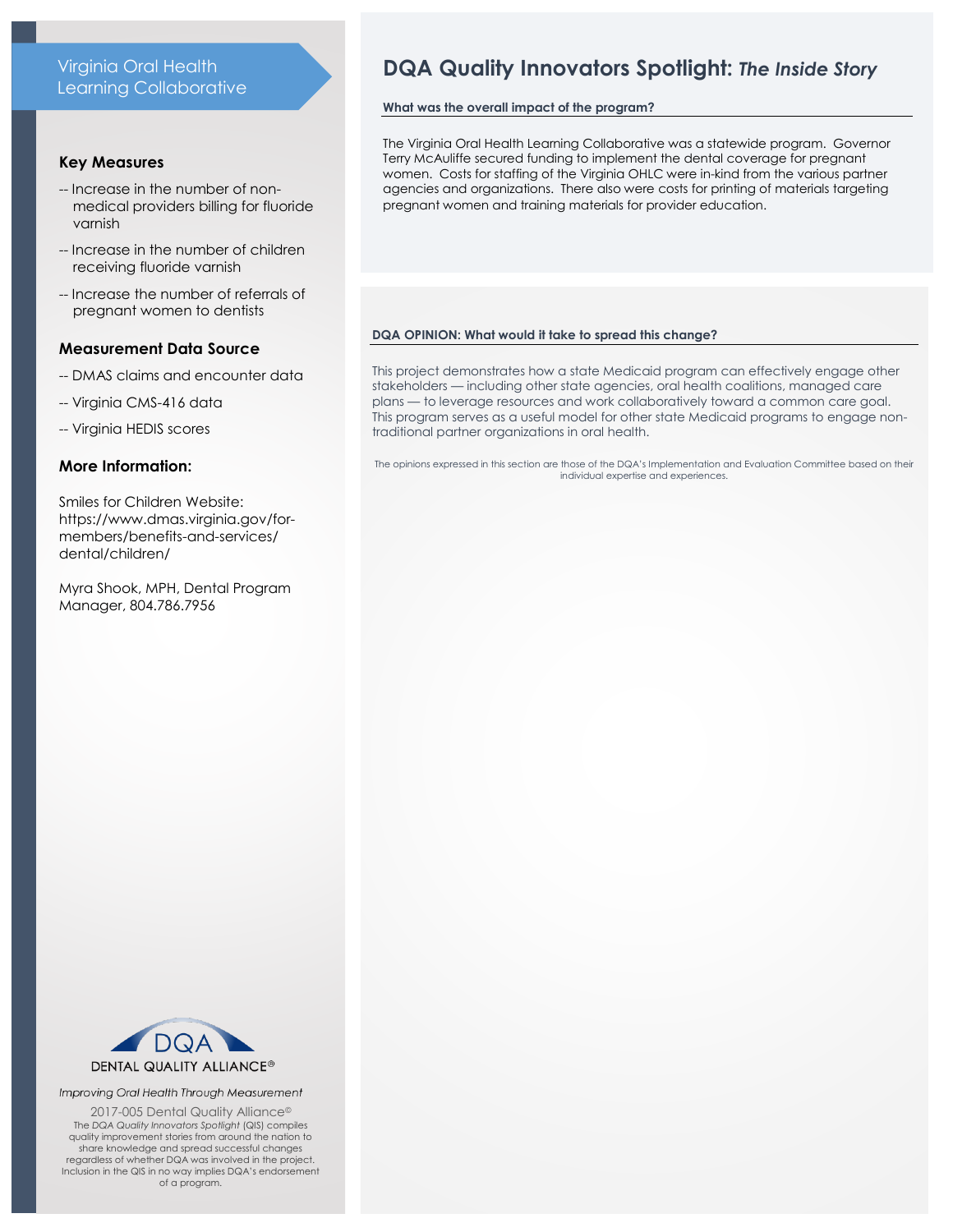Virginia Oral Health Learning Collaborative

### Key Measures

- -- Increase in the number of non-medical providers billing for fluoride varnish
- -- Increase in the number of children receiving fluoride varnish
- -- Increase the number of referrals of pregnant women to dentists

### Measurement Data Source

- -- DMAS claims and encounter data
- -- Virginia CMS-416 data
- -- Virginia HEDIS scores

### More Information:

Smiles for Children Website: https://www.dmas.virginia.gov/for-members/benefits-and-services/dental/children/

Myra Shook, MPH, Dental Program Manager, 804.786.7956

DQA
DENTAL QUALITY ALLIANCE®

*Improving Oral Health Through Measurement*

2017-005 Dental Quality Alliance©
The *DQA Quality Innovators Spotlight* (QIS) compiles quality improvement stories from around the nation to share knowledge and spread successful changes regardless of whether DQA was involved in the project. Inclusion in the QIS in no way implies DQA's endorsement of a program.

# DQA Quality Innovators Spotlight: *The Inside Story*

**What was the overall impact of the program?**

The Virginia Oral Health Learning Collaborative was a statewide program. Governor Terry McAuliffe secured funding to implement the dental coverage for pregnant women. Costs for staffing of the Virginia OHLC were in-kind from the various partner agencies and organizations. There also were costs for printing of materials targeting pregnant women and training materials for provider education.

**DQA OPINION: What would it take to spread this change?**

This project demonstrates how a state Medicaid program can effectively engage other stakeholders — including other state agencies, oral health coalitions, managed care plans — to leverage resources and work collaboratively toward a common care goal. This program serves as a useful model for other state Medicaid programs to engage non-traditional partner organizations in oral health.

The opinions expressed in this section are those of the DQA's Implementation and Evaluation Committee based on their individual expertise and experiences.